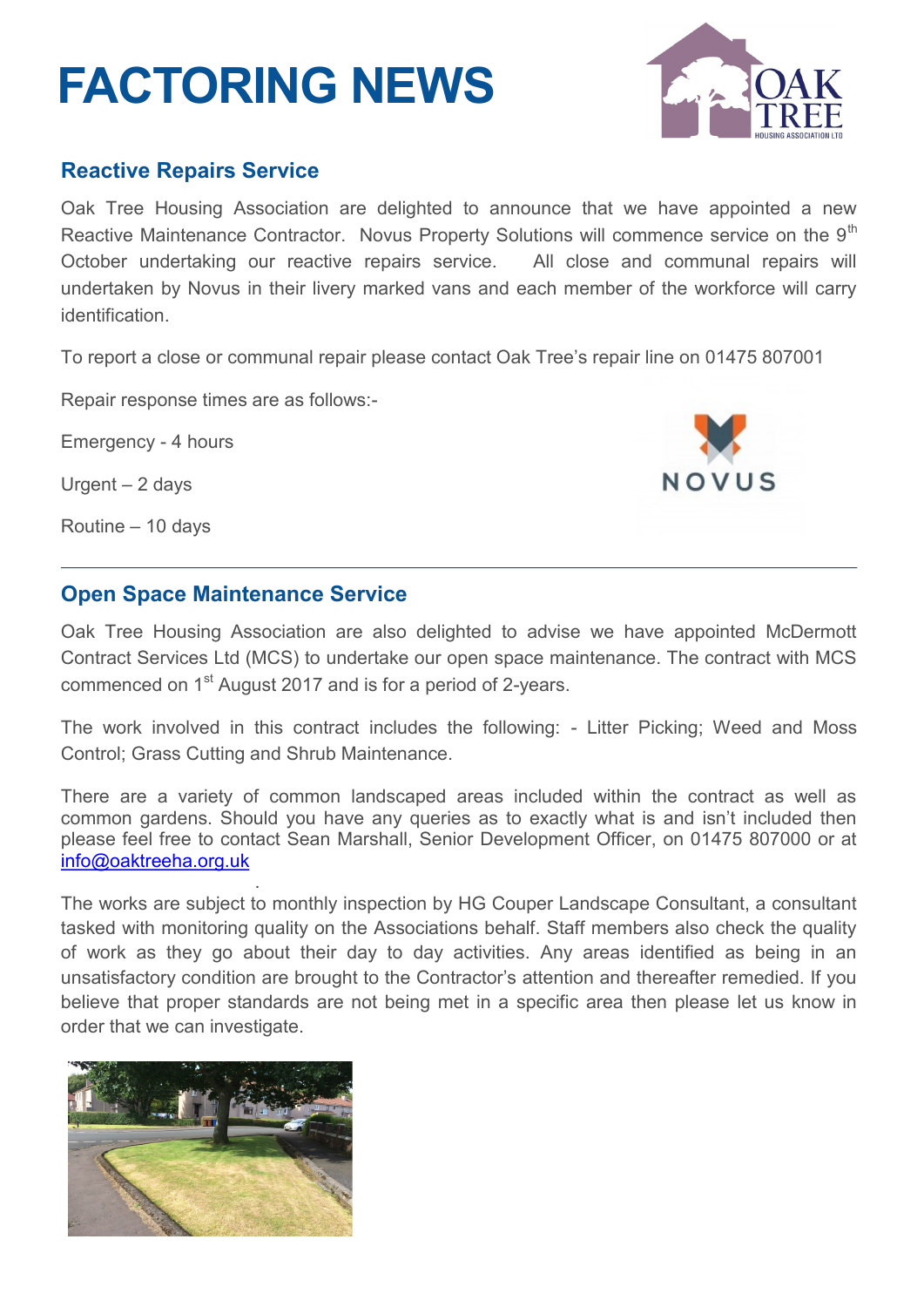# FACTORING NEWS

## Reactive Repairs Service

Oak Tree Housing Association are delighted to announce that we have appointed a new Reactive Maintenance Contractor. Novus Property Solutions will commence service on the 9th October undertaking our reactive repairs service. All close and communal repairs will undertaken by Novus in their livery marked vans and each member of the workforce will carry identification.

To report a close or communal repair please contact Oak Tree's repair line on 01475 807001

Repair response times are as follows:-

Emergency - 4 hours

Urgent – 2 days

Routine – 10 days

---

## Open Space Maintenance Service

Oak Tree Housing Association are also delighted to advise we have appointed McDermott Contract Services Ltd (MCS) to undertake our open space maintenance. The contract with MCS commenced on 1st August 2017 and is for a period of 2-years.

The work involved in this contract includes the following: - Litter Picking; Weed and Moss Control; Grass Cutting and Shrub Maintenance.

There are a variety of common landscaped areas included within the contract as well as common gardens. Should you have any queries as to exactly what is and isn't included then please feel free to contact Sean Marshall, Senior Development Officer, on 01475 807000 or at info@oaktreeha.org.uk

The works are subject to monthly inspection by HG Couper Landscape Consultant, a consultant tasked with monitoring quality on the Associations behalf. Staff members also check the quality of work as they go about their day to day activities. Any areas identified as being in an unsatisfactory condition are brought to the Contractor's attention and thereafter remedied. If you believe that proper standards are not being met in a specific area then please let us know in order that we can investigate.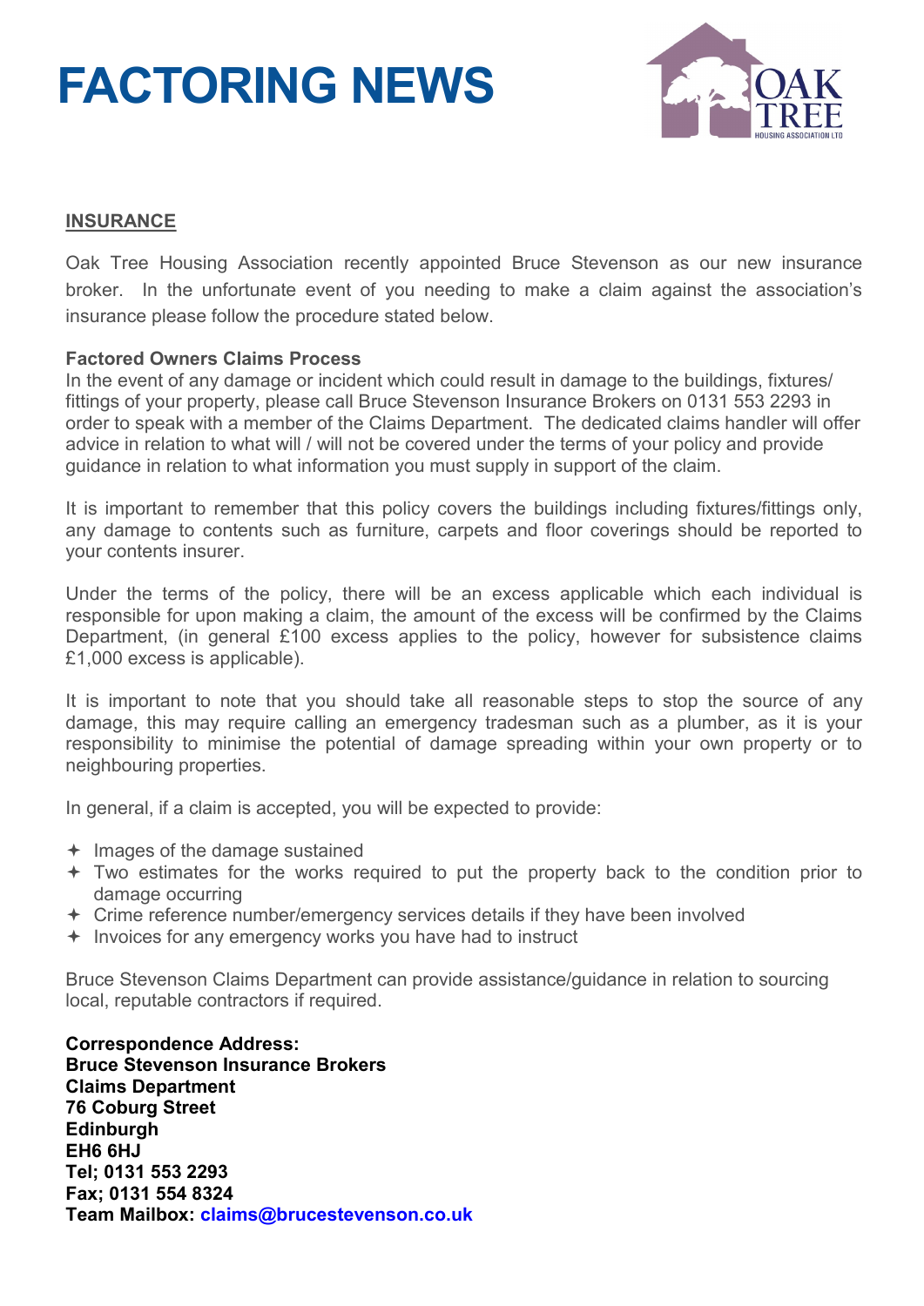# FACTORING NEWS

OAK TREE
HOUSING ASSOCIATION LTD

## INSURANCE

Oak Tree Housing Association recently appointed Bruce Stevenson as our new insurance broker. In the unfortunate event of you needing to make a claim against the association's insurance please follow the procedure stated below.

**Factored Owners Claims Process**

In the event of any damage or incident which could result in damage to the buildings, fixtures/ fittings of your property, please call Bruce Stevenson Insurance Brokers on 0131 553 2293 in order to speak with a member of the Claims Department. The dedicated claims handler will offer advice in relation to what will / will not be covered under the terms of your policy and provide guidance in relation to what information you must supply in support of the claim.

It is important to remember that this policy covers the buildings including fixtures/fittings only, any damage to contents such as furniture, carpets and floor coverings should be reported to your contents insurer.

Under the terms of the policy, there will be an excess applicable which each individual is responsible for upon making a claim, the amount of the excess will be confirmed by the Claims Department, (in general £100 excess applies to the policy, however for subsistence claims £1,000 excess is applicable).

It is important to note that you should take all reasonable steps to stop the source of any damage, this may require calling an emergency tradesman such as a plumber, as it is your responsibility to minimise the potential of damage spreading within your own property or to neighbouring properties.

In general, if a claim is accepted, you will be expected to provide:

- Images of the damage sustained
- Two estimates for the works required to put the property back to the condition prior to damage occurring
- Crime reference number/emergency services details if they have been involved
- Invoices for any emergency works you have had to instruct

Bruce Stevenson Claims Department can provide assistance/guidance in relation to sourcing local, reputable contractors if required.

**Correspondence Address:**
**Bruce Stevenson Insurance Brokers**
**Claims Department**
**76 Coburg Street**
**Edinburgh**
**EH6 6HJ**
**Tel; 0131 553 2293**
**Fax; 0131 554 8324**
**Team Mailbox: claims@brucestevenson.co.uk**